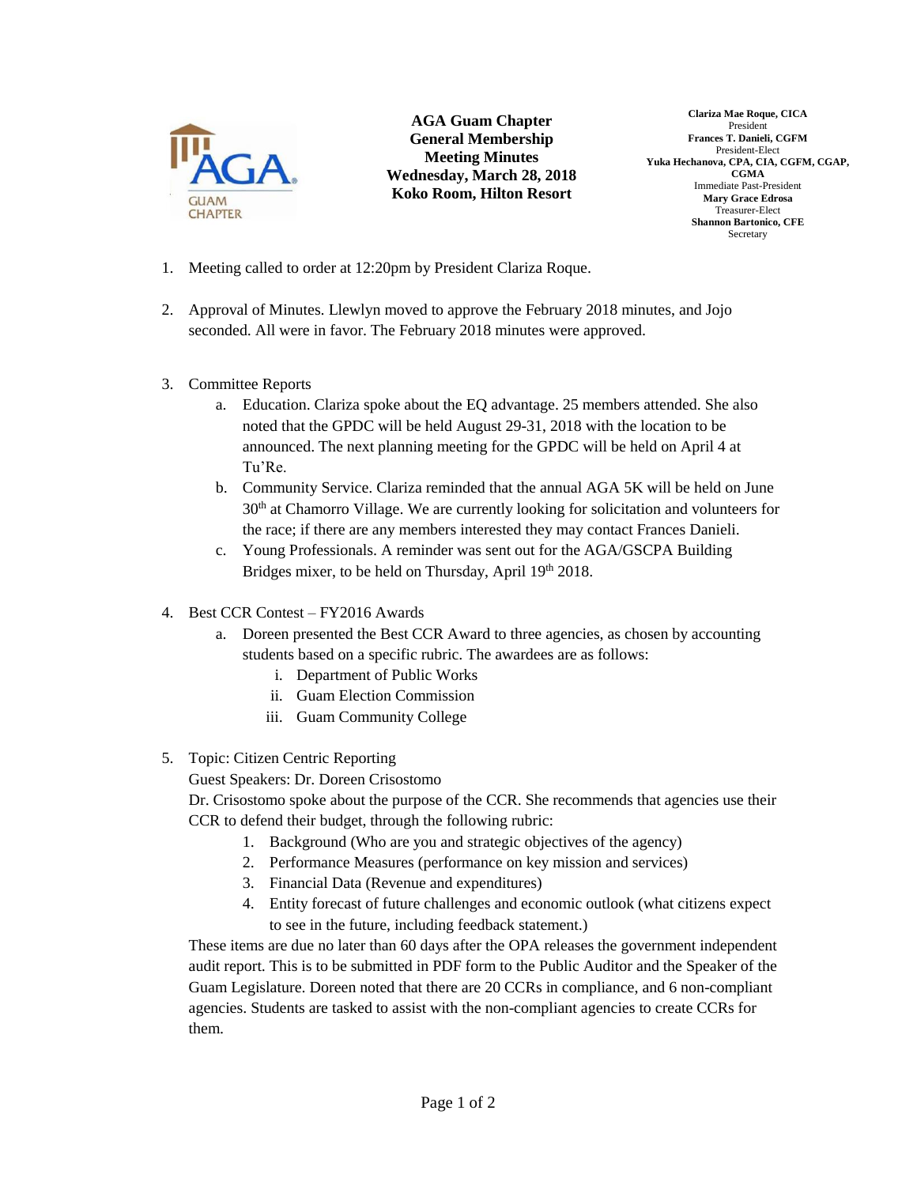**AGA Guam Chapter**
**General Membership**
**Meeting Minutes**
**Wednesday, March 28, 2018**
**Koko Room, Hilton Resort**

**Clariza Mae Roque, CICA**
President
**Frances T. Danieli, CGFM**
President-Elect
**Yuka Hechanova, CPA, CIA, CGFM, CGAP, CGMA**
Immediate Past-President
**Mary Grace Edrosa**
Treasurer-Elect
**Shannon Bartonico, CFE**
Secretary

1. Meeting called to order at 12:20pm by President Clariza Roque.

2. Approval of Minutes. Llewlyn moved to approve the February 2018 minutes, and Jojo seconded. All were in favor. The February 2018 minutes were approved.

3. Committee Reports
   a. Education. Clariza spoke about the EQ advantage. 25 members attended. She also noted that the GPDC will be held August 29-31, 2018 with the location to be announced. The next planning meeting for the GPDC will be held on April 4 at Tu'Re.
   b. Community Service. Clariza reminded that the annual AGA 5K will be held on June 30th at Chamorro Village. We are currently looking for solicitation and volunteers for the race; if there are any members interested they may contact Frances Danieli.
   c. Young Professionals. A reminder was sent out for the AGA/GSCPA Building Bridges mixer, to be held on Thursday, April 19th 2018.

4. Best CCR Contest – FY2016 Awards
   a. Doreen presented the Best CCR Award to three agencies, as chosen by accounting students based on a specific rubric. The awardees are as follows:
      i. Department of Public Works
      ii. Guam Election Commission
      iii. Guam Community College

5. Topic: Citizen Centric Reporting
   Guest Speakers: Dr. Doreen Crisostomo
   Dr. Crisostomo spoke about the purpose of the CCR. She recommends that agencies use their CCR to defend their budget, through the following rubric:
      1. Background (Who are you and strategic objectives of the agency)
      2. Performance Measures (performance on key mission and services)
      3. Financial Data (Revenue and expenditures)
      4. Entity forecast of future challenges and economic outlook (what citizens expect to see in the future, including feedback statement.)

   These items are due no later than 60 days after the OPA releases the government independent audit report. This is to be submitted in PDF form to the Public Auditor and the Speaker of the Guam Legislature. Doreen noted that there are 20 CCRs in compliance, and 6 non-compliant agencies. Students are tasked to assist with the non-compliant agencies to create CCRs for them.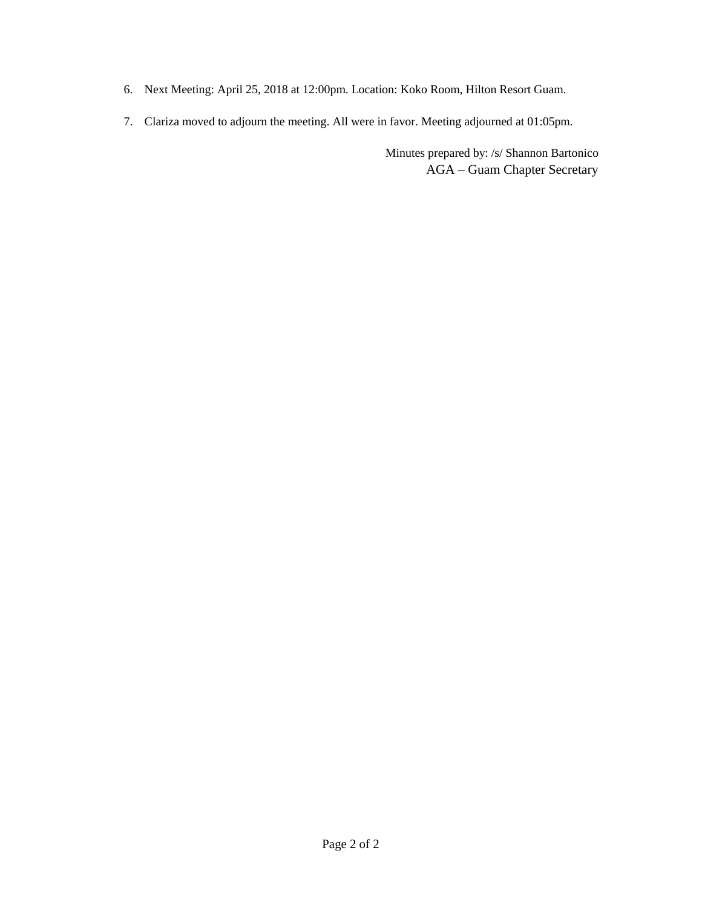6. Next Meeting: April 25, 2018 at 12:00pm. Location: Koko Room, Hilton Resort Guam.

7. Clariza moved to adjourn the meeting. All were in favor. Meeting adjourned at 01:05pm.

Minutes prepared by: /s/ Shannon Bartonico
AGA – Guam Chapter Secretary